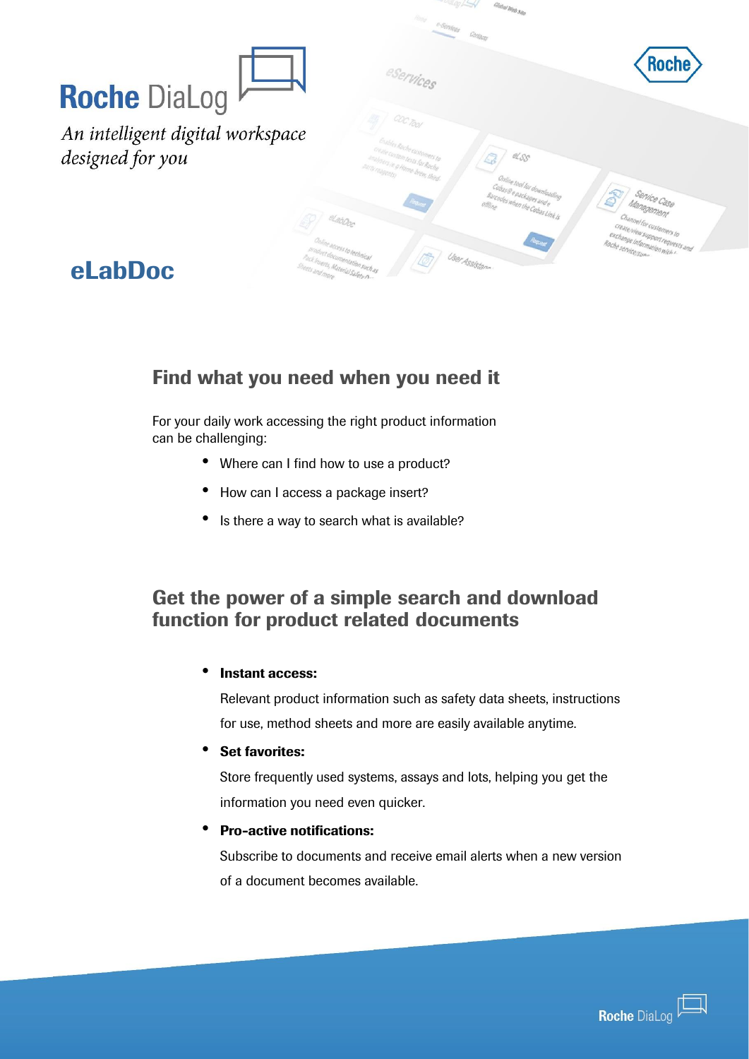# Roche DiaLog

*An intelligent digital workspace designed for you*

## eLabDoc

### Find what you need when you need it

For your daily work accessing the right product information can be challenging:

- Where can I find how to use a product?
- How can I access a package insert?
- Is there a way to search what is available?

### Get the power of a simple search and download function for product related documents

- **Instant access:**

  Relevant product information such as safety data sheets, instructions for use, method sheets and more are easily available anytime.

- **Set favorites:**

  Store frequently used systems, assays and lots, helping you get the information you need even quicker.

- **Pro-active notifications:**

  Subscribe to documents and receive email alerts when a new version of a document becomes available.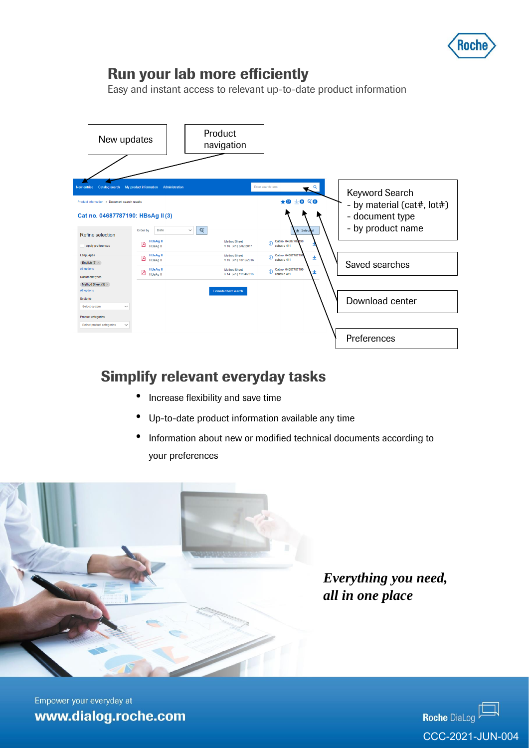# Run your lab more efficiently

Easy and instant access to relevant up-to-date product information

New updates

Product navigation

Keyword Search
- by material (cat#, lot#)
- document type
- by product name

Saved searches

Download center

Preferences

## Simplify relevant everyday tasks

- Increase flexibility and save time
- Up-to-date product information available any time
- Information about new or modified technical documents according to your preferences

***Everything you need, all in one place***

Empower your everyday at
**www.dialog.roche.com**

Roche DiaLog

CCC-2021-JUN-004